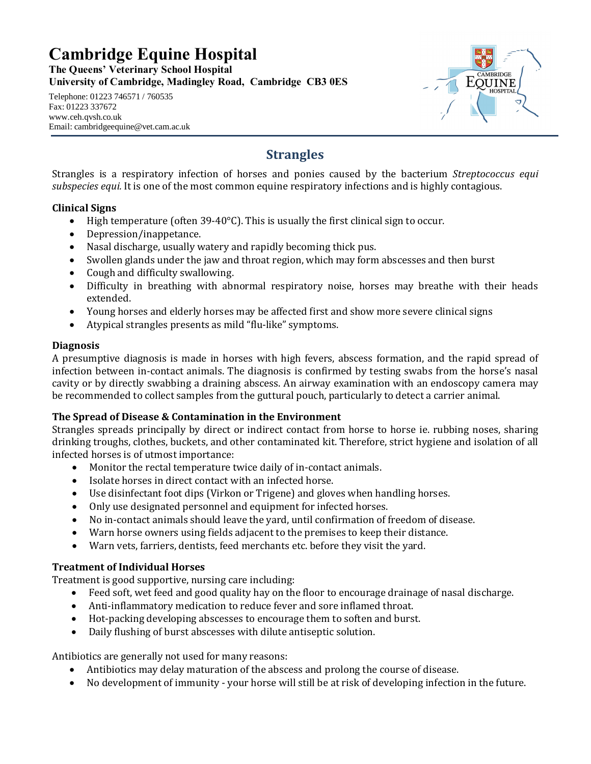# Cambridge Equine Hospital

**The Queens' Veterinary School Hospital**
**University of Cambridge, Madingley Road, Cambridge CB3 0ES**

Telephone: 01223 746571 / 760535
Fax: 01223 337672
www.ceh.qvsh.co.uk
Email: cambridgeequine@vet.cam.ac.uk

## Strangles

Strangles is a respiratory infection of horses and ponies caused by the bacterium *Streptococcus equi subspecies equi.* It is one of the most common equine respiratory infections and is highly contagious.

**Clinical Signs**

- High temperature (often 39-40°C). This is usually the first clinical sign to occur.
- Depression/inappetance.
- Nasal discharge, usually watery and rapidly becoming thick pus.
- Swollen glands under the jaw and throat region, which may form abscesses and then burst
- Cough and difficulty swallowing.
- Difficulty in breathing with abnormal respiratory noise, horses may breathe with their heads extended.
- Young horses and elderly horses may be affected first and show more severe clinical signs
- Atypical strangles presents as mild "flu-like" symptoms.

**Diagnosis**

A presumptive diagnosis is made in horses with high fevers, abscess formation, and the rapid spread of infection between in-contact animals. The diagnosis is confirmed by testing swabs from the horse's nasal cavity or by directly swabbing a draining abscess. An airway examination with an endoscopy camera may be recommended to collect samples from the guttural pouch, particularly to detect a carrier animal.

**The Spread of Disease & Contamination in the Environment**

Strangles spreads principally by direct or indirect contact from horse to horse ie. rubbing noses, sharing drinking troughs, clothes, buckets, and other contaminated kit. Therefore, strict hygiene and isolation of all infected horses is of utmost importance:

- Monitor the rectal temperature twice daily of in-contact animals.
- Isolate horses in direct contact with an infected horse.
- Use disinfectant foot dips (Virkon or Trigene) and gloves when handling horses.
- Only use designated personnel and equipment for infected horses.
- No in-contact animals should leave the yard, until confirmation of freedom of disease.
- Warn horse owners using fields adjacent to the premises to keep their distance.
- Warn vets, farriers, dentists, feed merchants etc. before they visit the yard.

**Treatment of Individual Horses**

Treatment is good supportive, nursing care including:

- Feed soft, wet feed and good quality hay on the floor to encourage drainage of nasal discharge.
- Anti-inflammatory medication to reduce fever and sore inflamed throat.
- Hot-packing developing abscesses to encourage them to soften and burst.
- Daily flushing of burst abscesses with dilute antiseptic solution.

Antibiotics are generally not used for many reasons:

- Antibiotics may delay maturation of the abscess and prolong the course of disease.
- No development of immunity - your horse will still be at risk of developing infection in the future.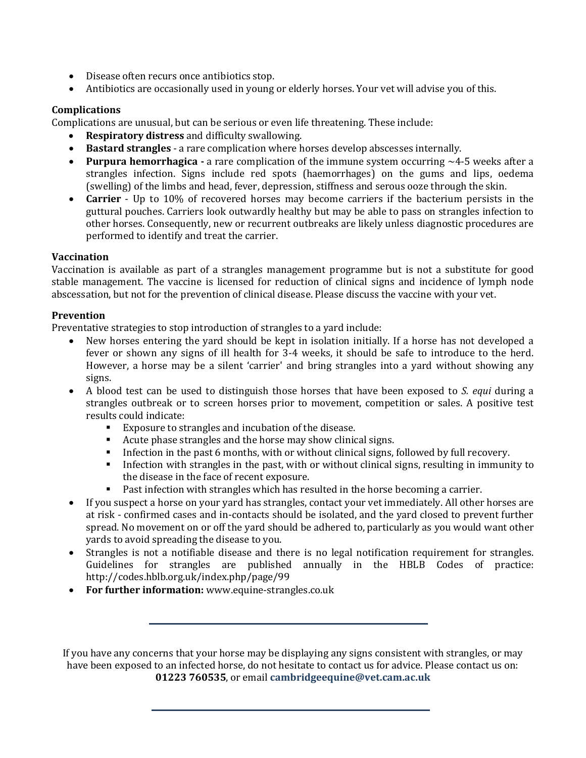- Disease often recurs once antibiotics stop.
- Antibiotics are occasionally used in young or elderly horses. Your vet will advise you of this.

**Complications**

Complications are unusual, but can be serious or even life threatening. These include:

- **Respiratory distress** and difficulty swallowing.
- **Bastard strangles** - a rare complication where horses develop abscesses internally.
- **Purpura hemorrhagica -** a rare complication of the immune system occurring ~4-5 weeks after a strangles infection. Signs include red spots (haemorrhages) on the gums and lips, oedema (swelling) of the limbs and head, fever, depression, stiffness and serous ooze through the skin.
- **Carrier** - Up to 10% of recovered horses may become carriers if the bacterium persists in the guttural pouches. Carriers look outwardly healthy but may be able to pass on strangles infection to other horses. Consequently, new or recurrent outbreaks are likely unless diagnostic procedures are performed to identify and treat the carrier.

**Vaccination**

Vaccination is available as part of a strangles management programme but is not a substitute for good stable management. The vaccine is licensed for reduction of clinical signs and incidence of lymph node abscessation, but not for the prevention of clinical disease. Please discuss the vaccine with your vet.

**Prevention**

Preventative strategies to stop introduction of strangles to a yard include:

- New horses entering the yard should be kept in isolation initially. If a horse has not developed a fever or shown any signs of ill health for 3-4 weeks, it should be safe to introduce to the herd. However, a horse may be a silent 'carrier' and bring strangles into a yard without showing any signs.
- A blood test can be used to distinguish those horses that have been exposed to *S. equi* during a strangles outbreak or to screen horses prior to movement, competition or sales. A positive test results could indicate:
  - Exposure to strangles and incubation of the disease.
  - Acute phase strangles and the horse may show clinical signs.
  - Infection in the past 6 months, with or without clinical signs, followed by full recovery.
  - Infection with strangles in the past, with or without clinical signs, resulting in immunity to the disease in the face of recent exposure.
  - Past infection with strangles which has resulted in the horse becoming a carrier.
- If you suspect a horse on your yard has strangles, contact your vet immediately. All other horses are at risk - confirmed cases and in-contacts should be isolated, and the yard closed to prevent further spread. No movement on or off the yard should be adhered to, particularly as you would want other yards to avoid spreading the disease to you.
- Strangles is not a notifiable disease and there is no legal notification requirement for strangles. Guidelines for strangles are published annually in the HBLB Codes of practice: http://codes.hblb.org.uk/index.php/page/99
- **For further information:** www.equine-strangles.co.uk

---

If you have any concerns that your horse may be displaying any signs consistent with strangles, or may have been exposed to an infected horse, do not hesitate to contact us for advice. Please contact us on: **01223 760535**, or email **cambridgeequine@vet.cam.ac.uk**

---